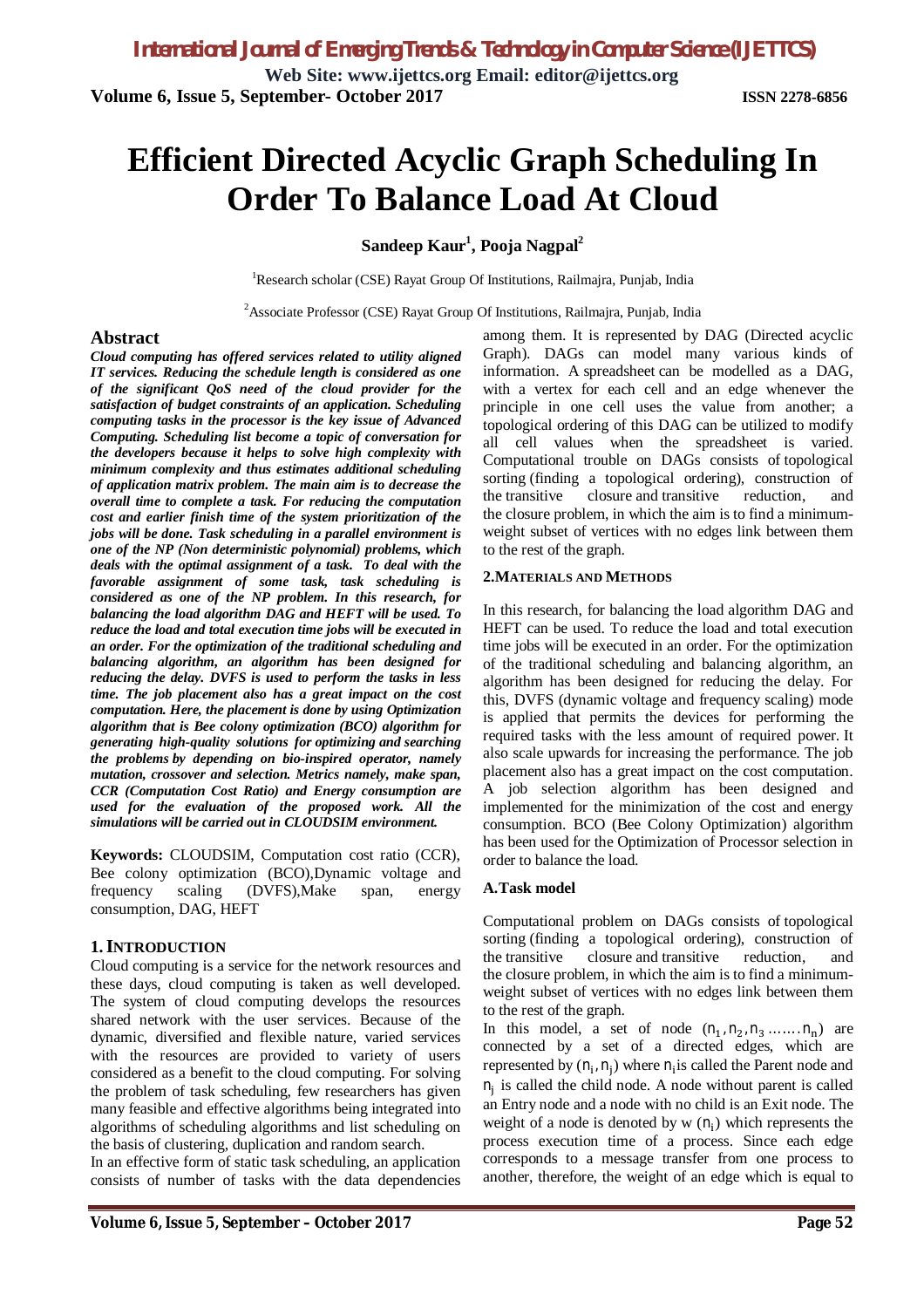# Efficient Directed Acyclic Graph Scheduling In Order To Balance Load At Cloud

**Sandeep Kaur[1], Pooja Nagpal[2]**

[1]Research scholar (CSE) Rayat Group Of Institutions, Railmajra, Punjab, India

[2]Associate Professor (CSE) Rayat Group Of Institutions, Railmajra, Punjab, India

## Abstract

***Cloud computing has offered services related to utility aligned IT services. Reducing the schedule length is considered as one of the significant QoS need of the cloud provider for the satisfaction of budget constraints of an application. Scheduling computing tasks in the processor is the key issue of Advanced Computing. Scheduling list become a topic of conversation for the developers because it helps to solve high complexity with minimum complexity and thus estimates additional scheduling of application matrix problem. The main aim is to decrease the overall time to complete a task. For reducing the computation cost and earlier finish time of the system prioritization of the jobs will be done. Task scheduling in a parallel environment is one of the NP (Non deterministic polynomial) problems, which deals with the optimal assignment of a task. To deal with the favorable assignment of some task, task scheduling is considered as one of the NP problem. In this research, for balancing the load algorithm DAG and HEFT will be used. To reduce the load and total execution time jobs will be executed in an order. For the optimization of the traditional scheduling and balancing algorithm, an algorithm has been designed for reducing the delay. DVFS is used to perform the tasks in less time. The job placement also has a great impact on the cost computation. Here, the placement is done by using Optimization algorithm that is Bee colony optimization (BCO) algorithm for generating high-quality solutions for optimizing and searching the problems by depending on bio-inspired operator, namely mutation, crossover and selection. Metrics namely, make span, CCR (Computation Cost Ratio) and Energy consumption are used for the evaluation of the proposed work. All the simulations will be carried out in CLOUDSIM environment.***

**Keywords:** CLOUDSIM, Computation cost ratio (CCR), Bee colony optimization (BCO),Dynamic voltage and frequency scaling (DVFS),Make span, energy consumption, DAG, HEFT

## 1. INTRODUCTION

Cloud computing is a service for the network resources and these days, cloud computing is taken as well developed. The system of cloud computing develops the resources shared network with the user services. Because of the dynamic, diversified and flexible nature, varied services with the resources are provided to variety of users considered as a benefit to the cloud computing. For solving the problem of task scheduling, few researchers has given many feasible and effective algorithms being integrated into algorithms of scheduling algorithms and list scheduling on the basis of clustering, duplication and random search.

In an effective form of static task scheduling, an application consists of number of tasks with the data dependencies among them. It is represented by DAG (Directed acyclic Graph). DAGs can model many various kinds of information. A spreadsheet can be modelled as a DAG, with a vertex for each cell and an edge whenever the principle in one cell uses the value from another; a topological ordering of this DAG can be utilized to modify all cell values when the spreadsheet is varied. Computational trouble on DAGs consists of topological sorting (finding a topological ordering), construction of the transitive closure and transitive reduction, and the closure problem, in which the aim is to find a minimum-weight subset of vertices with no edges link between them to the rest of the graph.

## 2. MATERIALS AND METHODS

In this research, for balancing the load algorithm DAG and HEFT can be used. To reduce the load and total execution time jobs will be executed in an order. For the optimization of the traditional scheduling and balancing algorithm, an algorithm has been designed for reducing the delay. For this, DVFS (dynamic voltage and frequency scaling) mode is applied that permits the devices for performing the required tasks with the less amount of required power. It also scale upwards for increasing the performance. The job placement also has a great impact on the cost computation. A job selection algorithm has been designed and implemented for the minimization of the cost and energy consumption. BCO (Bee Colony Optimization) algorithm has been used for the Optimization of Processor selection in order to balance the load.

### A. Task model

Computational problem on DAGs consists of topological sorting (finding a topological ordering), construction of the transitive closure and transitive reduction, and the closure problem, in which the aim is to find a minimum-weight subset of vertices with no edges link between them to the rest of the graph.

In this model, a set of node $(n_1, n_2, n_3 \ldots\ldots n_n)$ are connected by a set of a directed edges, which are represented by $(n_i, n_j)$ where $n_i$ is called the Parent node and $n_j$ is called the child node. A node without parent is called an Entry node and a node with no child is an Exit node. The weight of a node is denoted by w $(n_i)$ which represents the process execution time of a process. Since each edge corresponds to a message transfer from one process to another, therefore, the weight of an edge which is equal to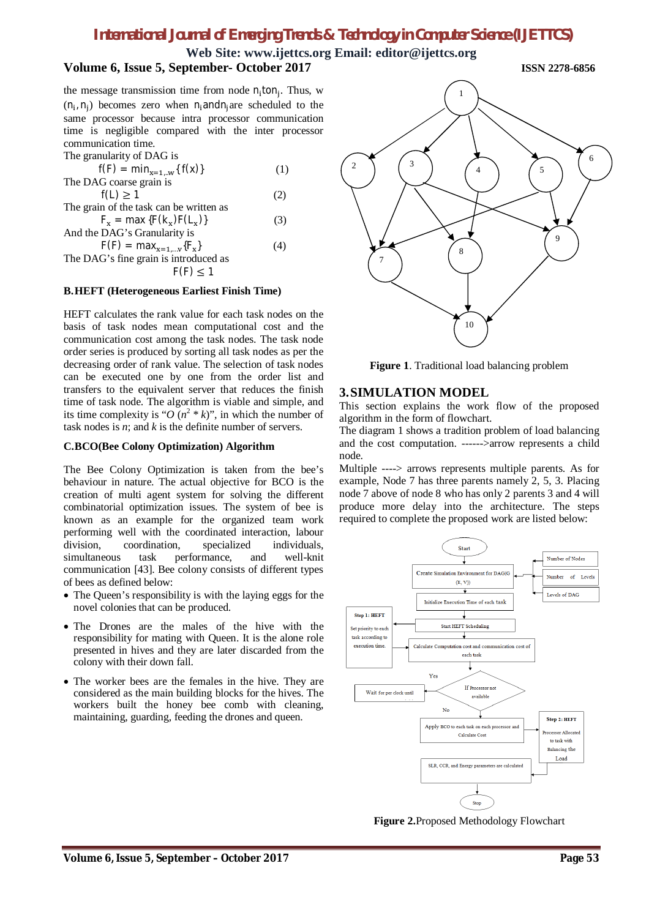the message transmission time from node $n_i$ to $n_j$. Thus, w $(n_i, n_j)$ becomes zero when $n_i$ and $n_j$ are scheduled to the same processor because intra processor communication time is negligible compared with the inter processor communication time.

The granularity of DAG is

$$f(F) = \min_{x=1,..w}\{f(x)\} \quad (1)$$

The DAG coarse grain is

$$f(L) \geq 1 \quad (2)$$

The grain of the task can be written as

$$F_x = \max\{F(k_x)F(L_x)\} \quad (3)$$

And the DAG's Granularity is

$$F(F) = \max_{x=1,...v}\{F_x\} \quad (4)$$

The DAG's fine grain is introduced as

$$F(F) \leq 1$$

**B.HEFT (Heterogeneous Earliest Finish Time)**

HEFT calculates the rank value for each task nodes on the basis of task nodes mean computational cost and the communication cost among the task nodes. The task node order series is produced by sorting all task nodes as per the decreasing order of rank value. The selection of task nodes can be executed one by one from the order list and transfers to the equivalent server that reduces the finish time of task node. The algorithm is viable and simple, and its time complexity is "$O(n^2 * k)$", in which the number of task nodes is *n*; and *k* is the definite number of servers.

**C.BCO(Bee Colony Optimization) Algorithm**

The Bee Colony Optimization is taken from the bee's behaviour in nature. The actual objective for BCO is the creation of multi agent system for solving the different combinatorial optimization issues. The system of bee is known as an example for the organized team work performing well with the coordinated interaction, labour division, coordination, specialized individuals, simultaneous task performance, and well-knit communication [43]. Bee colony consists of different types of bees as defined below:

- The Queen's responsibility is with the laying eggs for the novel colonies that can be produced.
- The Drones are the males of the hive with the responsibility for mating with Queen. It is the alone role presented in hives and they are later discarded from the colony with their down fall.
- The worker bees are the females in the hive. They are considered as the main building blocks for the hives. The workers built the honey bee comb with cleaning, maintaining, guarding, feeding the drones and queen.

**Figure 1**. Traditional load balancing problem

## 3. SIMULATION MODEL

This section explains the work flow of the proposed algorithm in the form of flowchart.

The diagram 1 shows a tradition problem of load balancing and the cost computation. ------>arrow represents a child node.

Multiple ----> arrows represents multiple parents. As for example, Node 7 has three parents namely 2, 5, 3. Placing node 7 above of node 8 who has only 2 parents 3 and 4 will produce more delay into the architecture. The steps required to complete the proposed work are listed below:

**Figure 2.**Proposed Methodology Flowchart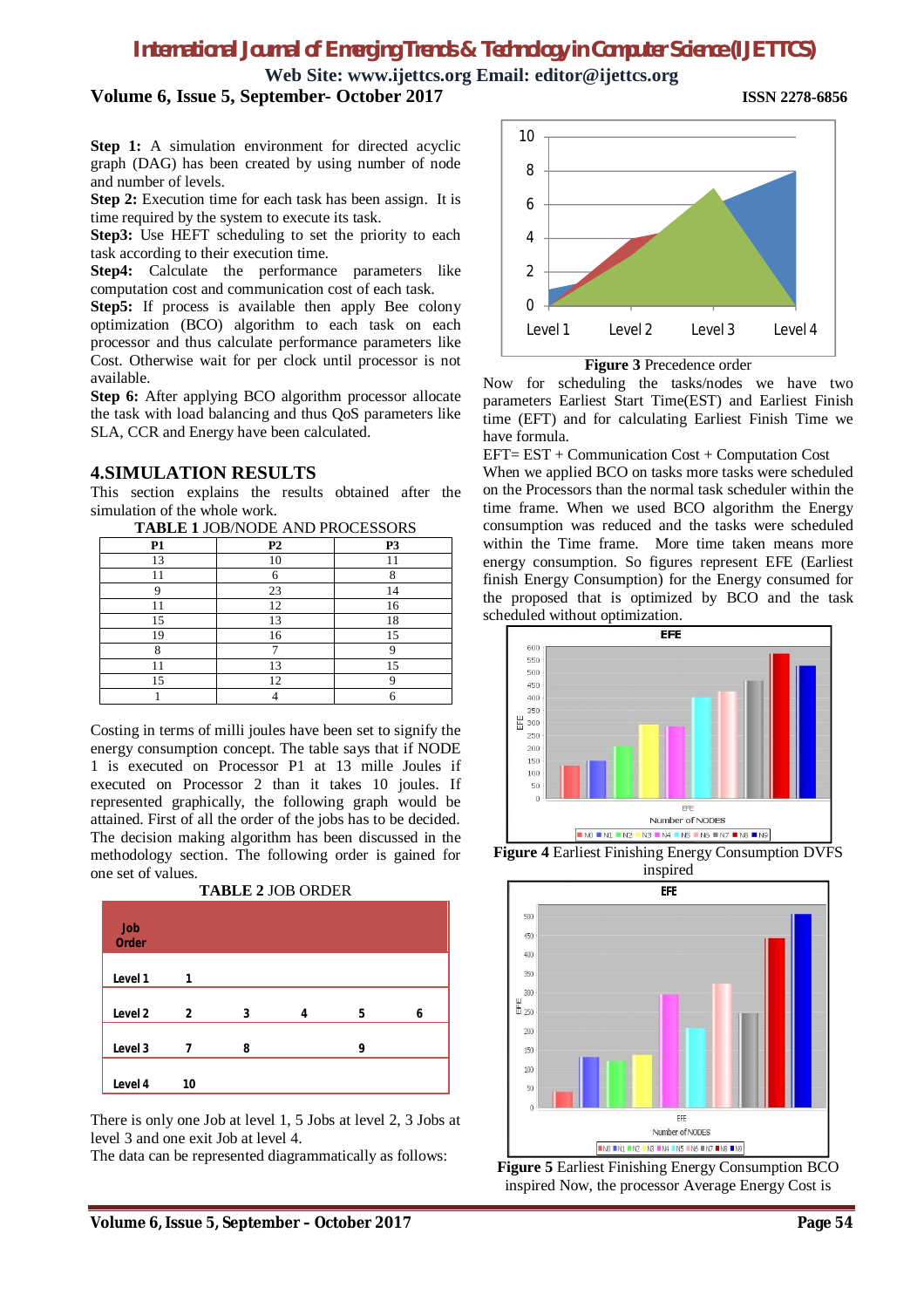**Step 1:** A simulation environment for directed acyclic graph (DAG) has been created by using number of node and number of levels.

**Step 2:** Execution time for each task has been assign. It is time required by the system to execute its task.

**Step3:** Use HEFT scheduling to set the priority to each task according to their execution time.

**Step4:** Calculate the performance parameters like computation cost and communication cost of each task.

**Step5:** If process is available then apply Bee colony optimization (BCO) algorithm to each task on each processor and thus calculate performance parameters like Cost. Otherwise wait for per clock until processor is not available.

**Step 6:** After applying BCO algorithm processor allocate the task with load balancing and thus QoS parameters like SLA, CCR and Energy have been calculated.

## 4.SIMULATION RESULTS

This section explains the results obtained after the simulation of the whole work.

**TABLE 1** JOB/NODE AND PROCESSORS

| P1 | P2 | P3 |
|---|---|---|
| 13 | 10 | 11 |
| 11 | 6 | 8 |
| 9 | 23 | 14 |
| 11 | 12 | 16 |
| 15 | 13 | 18 |
| 19 | 16 | 15 |
| 8 | 7 | 9 |
| 11 | 13 | 15 |
| 15 | 12 | 9 |
| 1 | 4 | 6 |

Costing in terms of milli joules have been set to signify the energy consumption concept. The table says that if NODE 1 is executed on Processor P1 at 13 mille Joules if executed on Processor 2 than it takes 10 joules. If represented graphically, the following graph would be attained. First of all the order of the jobs has to be decided. The decision making algorithm has been discussed in the methodology section. The following order is gained for one set of values.

**TABLE 2** JOB ORDER

| Job Order | | | | | |
|---|---|---|---|---|---|
| Level 1 | 1 | | | | |
| Level 2 | 2 | 3 | 4 | 5 | 6 |
| Level 3 | 7 | 8 | | 9 | |
| Level 4 | 10 | | | | |

There is only one Job at level 1, 5 Jobs at level 2, 3 Jobs at level 3 and one exit Job at level 4.

The data can be represented diagrammatically as follows:

**Figure 3** Precedence order

Now for scheduling the tasks/nodes we have two parameters Earliest Start Time(EST) and Earliest Finish time (EFT) and for calculating Earliest Finish Time we have formula.

EFT= EST + Communication Cost + Computation Cost

When we applied BCO on tasks more tasks were scheduled on the Processors than the normal task scheduler within the time frame. When we used BCO algorithm the Energy consumption was reduced and the tasks were scheduled within the Time frame. More time taken means more energy consumption. So figures represent EFE (Earliest finish Energy Consumption) for the Energy consumed for the proposed that is optimized by BCO and the task scheduled without optimization.

**Figure 4** Earliest Finishing Energy Consumption DVFS inspired

**Figure 5** Earliest Finishing Energy Consumption BCO inspired Now, the processor Average Energy Cost is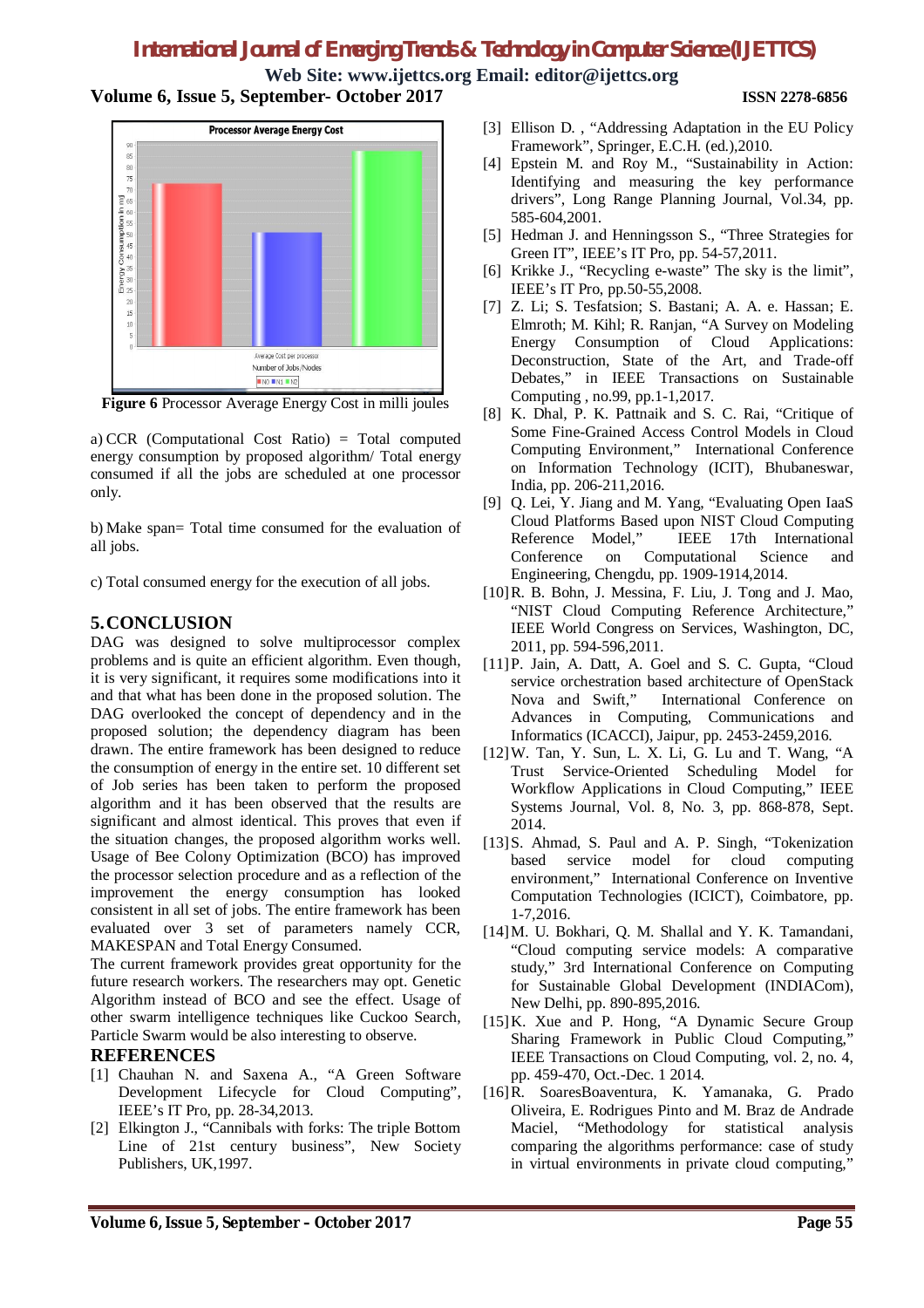**Figure 6** Processor Average Energy Cost in milli joules

a) CCR (Computational Cost Ratio) = Total computed energy consumption by proposed algorithm/ Total energy consumed if all the jobs are scheduled at one processor only.

b) Make span= Total time consumed for the evaluation of all jobs.

c) Total consumed energy for the execution of all jobs.

## 5. CONCLUSION

DAG was designed to solve multiprocessor complex problems and is quite an efficient algorithm. Even though, it is very significant, it requires some modifications into it and that what has been done in the proposed solution. The DAG overlooked the concept of dependency and in the proposed solution; the dependency diagram has been drawn. The entire framework has been designed to reduce the consumption of energy in the entire set. 10 different set of Job series has been taken to perform the proposed algorithm and it has been observed that the results are significant and almost identical. This proves that even if the situation changes, the proposed algorithm works well. Usage of Bee Colony Optimization (BCO) has improved the processor selection procedure and as a reflection of the improvement the energy consumption has looked consistent in all set of jobs. The entire framework has been evaluated over 3 set of parameters namely CCR, MAKESPAN and Total Energy Consumed.

The current framework provides great opportunity for the future research workers. The researchers may opt. Genetic Algorithm instead of BCO and see the effect. Usage of other swarm intelligence techniques like Cuckoo Search, Particle Swarm would be also interesting to observe.

## REFERENCES

[1] Chauhan N. and Saxena A., "A Green Software Development Lifecycle for Cloud Computing", IEEE's IT Pro, pp. 28-34,2013.

[2] Elkington J., "Cannibals with forks: The triple Bottom Line of 21st century business", New Society Publishers, UK,1997.

[3] Ellison D. , "Addressing Adaptation in the EU Policy Framework", Springer, E.C.H. (ed.),2010.

[4] Epstein M. and Roy M., "Sustainability in Action: Identifying and measuring the key performance drivers", Long Range Planning Journal, Vol.34, pp. 585-604,2001.

[5] Hedman J. and Henningsson S., "Three Strategies for Green IT", IEEE's IT Pro, pp. 54-57,2011.

[6] Krikke J., "Recycling e-waste" The sky is the limit", IEEE's IT Pro, pp.50-55,2008.

[7] Z. Li; S. Tesfatsion; S. Bastani; A. A. e. Hassan; E. Elmroth; M. Kihl; R. Ranjan, "A Survey on Modeling Energy Consumption of Cloud Applications: Deconstruction, State of the Art, and Trade-off Debates," in IEEE Transactions on Sustainable Computing , no.99, pp.1-1,2017.

[8] K. Dhal, P. K. Pattnaik and S. C. Rai, "Critique of Some Fine-Grained Access Control Models in Cloud Computing Environment," International Conference on Information Technology (ICIT), Bhubaneswar, India, pp. 206-211,2016.

[9] Q. Lei, Y. Jiang and M. Yang, "Evaluating Open IaaS Cloud Platforms Based upon NIST Cloud Computing Reference Model," IEEE 17th International Conference on Computational Science and Engineering, Chengdu, pp. 1909-1914,2014.

[10] R. B. Bohn, J. Messina, F. Liu, J. Tong and J. Mao, "NIST Cloud Computing Reference Architecture," IEEE World Congress on Services, Washington, DC, 2011, pp. 594-596,2011.

[11] P. Jain, A. Datt, A. Goel and S. C. Gupta, "Cloud service orchestration based architecture of OpenStack Nova and Swift," International Conference on Advances in Computing, Communications and Informatics (ICACCI), Jaipur, pp. 2453-2459,2016.

[12] W. Tan, Y. Sun, L. X. Li, G. Lu and T. Wang, "A Trust Service-Oriented Scheduling Model for Workflow Applications in Cloud Computing," IEEE Systems Journal, Vol. 8, No. 3, pp. 868-878, Sept. 2014.

[13] S. Ahmad, S. Paul and A. P. Singh, "Tokenization based service model for cloud computing environment," International Conference on Inventive Computation Technologies (ICICT), Coimbatore, pp. 1-7,2016.

[14] M. U. Bokhari, Q. M. Shallal and Y. K. Tamandani, "Cloud computing service models: A comparative study," 3rd International Conference on Computing for Sustainable Global Development (INDIACom), New Delhi, pp. 890-895,2016.

[15] K. Xue and P. Hong, "A Dynamic Secure Group Sharing Framework in Public Cloud Computing," IEEE Transactions on Cloud Computing, vol. 2, no. 4, pp. 459-470, Oct.-Dec. 1 2014.

[16] R. SoaresBoaventura, K. Yamanaka, G. Prado Oliveira, E. Rodrigues Pinto and M. Braz de Andrade Maciel, "Methodology for statistical analysis comparing the algorithms performance: case of study in virtual environments in private cloud computing,"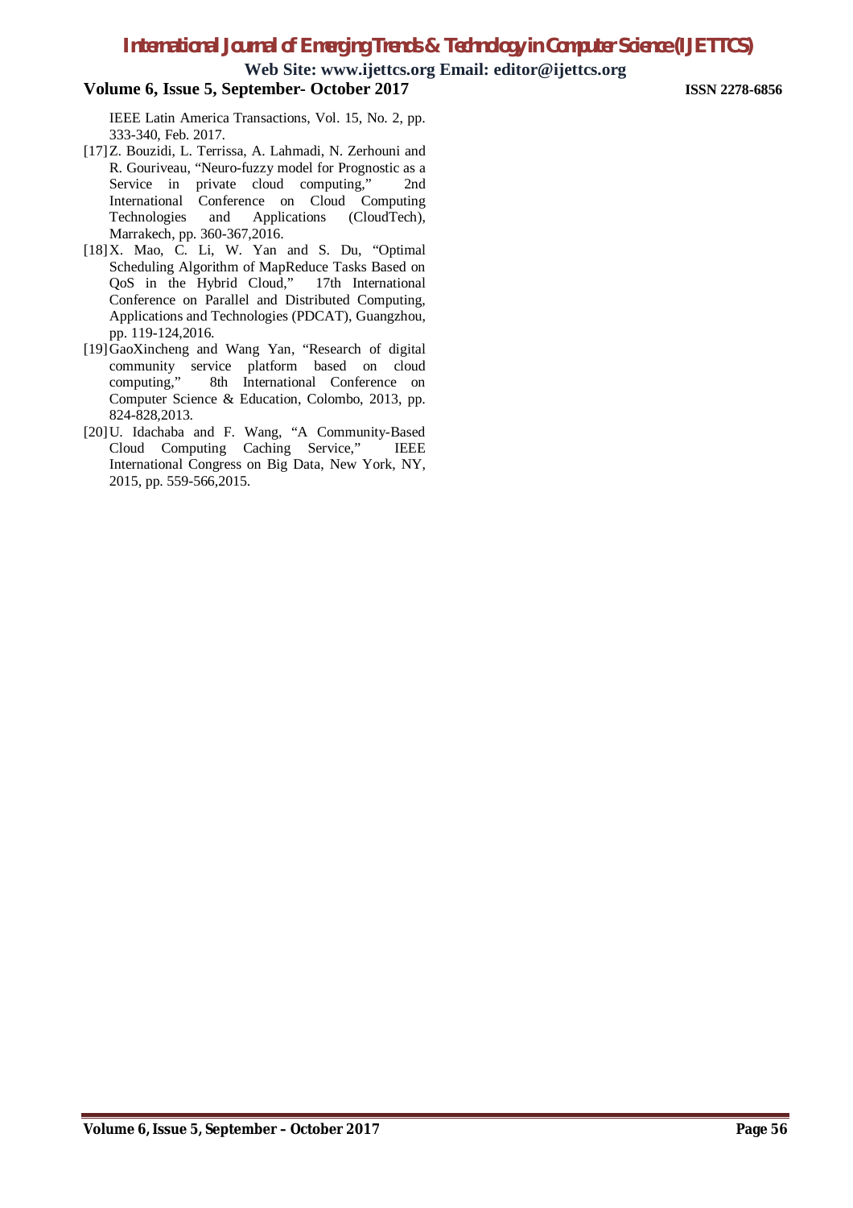IEEE Latin America Transactions, Vol. 15, No. 2, pp. 333-340, Feb. 2017.

[17] Z. Bouzidi, L. Terrissa, A. Lahmadi, N. Zerhouni and R. Gouriveau, "Neuro-fuzzy model for Prognostic as a Service in private cloud computing," 2nd International Conference on Cloud Computing Technologies and Applications (CloudTech), Marrakech, pp. 360-367,2016.

[18] X. Mao, C. Li, W. Yan and S. Du, "Optimal Scheduling Algorithm of MapReduce Tasks Based on QoS in the Hybrid Cloud," 17th International Conference on Parallel and Distributed Computing, Applications and Technologies (PDCAT), Guangzhou, pp. 119-124,2016.

[19] GaoXincheng and Wang Yan, "Research of digital community service platform based on cloud computing," 8th International Conference on Computer Science & Education, Colombo, 2013, pp. 824-828,2013.

[20] U. Idachaba and F. Wang, "A Community-Based Cloud Computing Caching Service," IEEE International Congress on Big Data, New York, NY, 2015, pp. 559-566,2015.